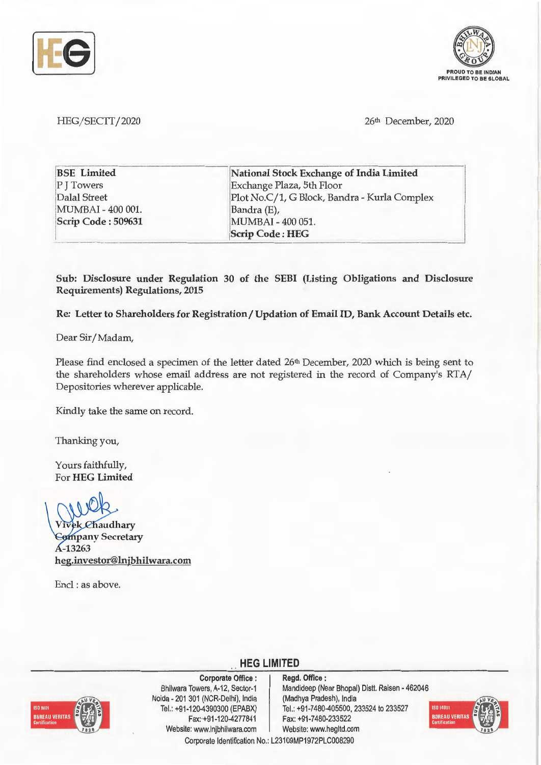HEG/SECTT/2020

26th December, 2020

| BSE Limited | National Stock Exchange of India Limited |
|---|---|
| P J Towers | Exchange Plaza, 5th Floor |
| Dalal Street | Plot No.C/1, G Block, Bandra - Kurla Complex |
| MUMBAI - 400 001. | Bandra (E), |
| **Scrip Code : 509631** | MUMBAI - 400 051. |
| | **Scrip Code : HEG** |

**Sub: Disclosure under Regulation 30 of the SEBI (Listing Obligations and Disclosure Requirements) Regulations, 2015**

**Re: Letter to Shareholders for Registration / Updation of Email ID, Bank Account Details etc.**

Dear Sir/Madam,

Please find enclosed a specimen of the letter dated 26th December, 2020 which is being sent to the shareholders whose email address are not registered in the record of Company's RTA/ Depositories wherever applicable.

Kindly take the same on record.

Thanking you,

Yours faithfully,
For **HEG Limited**

**Vivek Chaudhary**
**Company Secretary**
**A-13263**
**heg.investor@lnjbhilwara.com**

Encl : as above.

**HEG LIMITED**

**Corporate Office :** Bhilwara Towers, A-12, Sector-1, Noida - 201 301 (NCR-Delhi), India. Tel.: +91-120-4390300 (EPABX) Fax: +91-120-4277841 Website: www.lnjbhilwara.com

**Regd. Office :** Mandideep (Near Bhopal) Distt. Raisen - 462046 (Madhya Pradesh), India. Tel.: +91-7480-405500, 233524 to 233527 Fax: +91-7480-233522 Website: www.hegltd.com

Corporate Identification No.: L23109MP1972PLC008290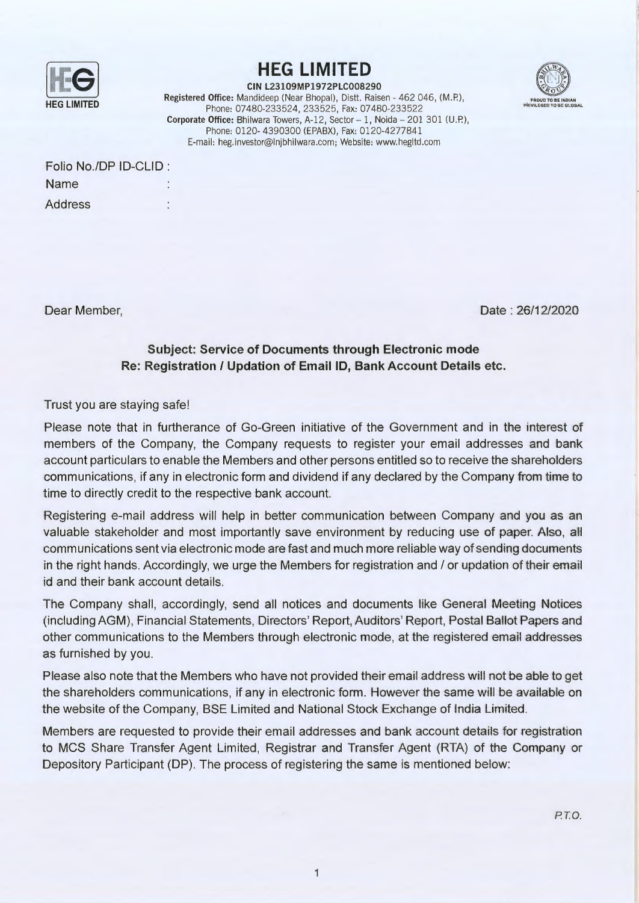# HEG LIMITED

**CIN L23109MP1972PLC008290**

**Registered Office:** Mandideep (Near Bhopal), Distt. Raisen - 462 046, (M.P.), Phone: 07480-233524, 233525, Fax: 07480-233522

**Corporate Office:** Bhilwara Towers, A-12, Sector – 1, Noida – 201 301 (U.P.), Phone: 0120- 4390300 (EPABX), Fax: 0120-4277841

E-mail: heg.investor@lnjbhilwara.com; Website: www.hegltd.com

Folio No./DP ID-CLID :

Name :

Address :

Dear Member,

Date : 26/12/2020

**Subject: Service of Documents through Electronic mode**
**Re: Registration / Updation of Email ID, Bank Account Details etc.**

Trust you are staying safe!

Please note that in furtherance of Go-Green initiative of the Government and in the interest of members of the Company, the Company requests to register your email addresses and bank account particulars to enable the Members and other persons entitled so to receive the shareholders communications, if any in electronic form and dividend if any declared by the Company from time to time to directly credit to the respective bank account.

Registering e-mail address will help in better communication between Company and you as an valuable stakeholder and most importantly save environment by reducing use of paper. Also, all communications sent via electronic mode are fast and much more reliable way of sending documents in the right hands. Accordingly, we urge the Members for registration and / or updation of their email id and their bank account details.

The Company shall, accordingly, send all notices and documents like General Meeting Notices (including AGM), Financial Statements, Directors' Report, Auditors' Report, Postal Ballot Papers and other communications to the Members through electronic mode, at the registered email addresses as furnished by you.

Please also note that the Members who have not provided their email address will not be able to get the shareholders communications, if any in electronic form. However the same will be available on the website of the Company, BSE Limited and National Stock Exchange of India Limited.

Members are requested to provide their email addresses and bank account details for registration to MCS Share Transfer Agent Limited, Registrar and Transfer Agent (RTA) of the Company or Depository Participant (DP). The process of registering the same is mentioned below:

P.T.O.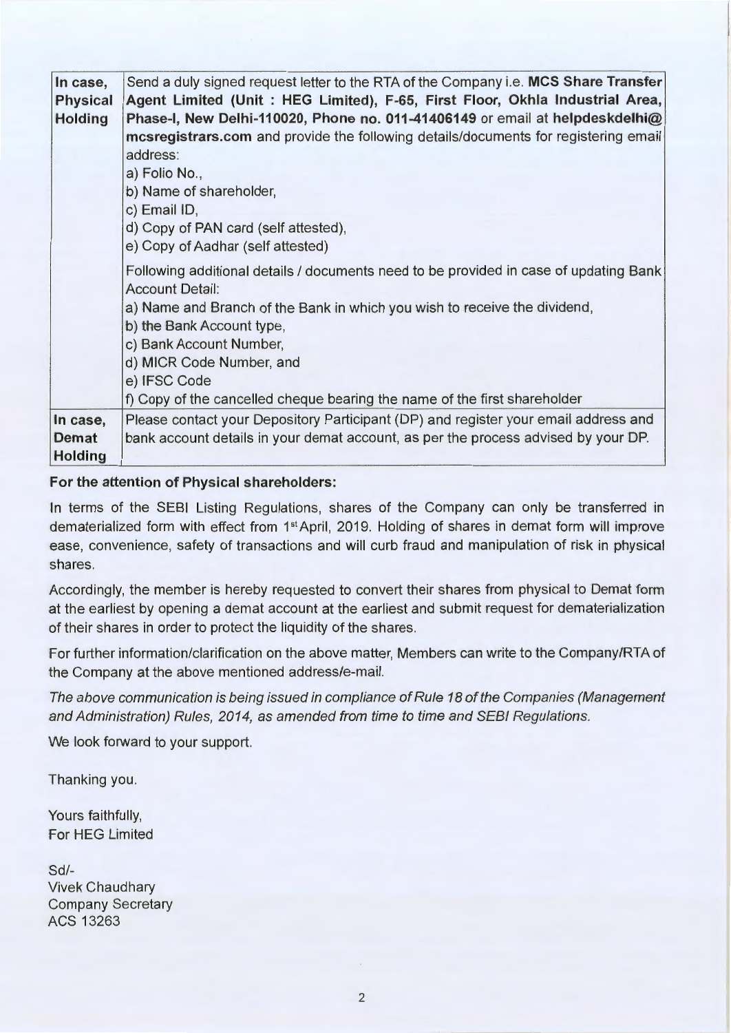| | |
|---|---|
| **In case, Physical Holding** | Send a duly signed request letter to the RTA of the Company i.e. **MCS Share Transfer Agent Limited (Unit : HEG Limited), F-65, First Floor, Okhla Industrial Area, Phase-I, New Delhi-110020, Phone no. 011-41406149** or email at **helpdeskdelhi@mcsregistrars.com** and provide the following details/documents for registering email address:<br>a) Folio No.,<br>b) Name of shareholder,<br>c) Email ID,<br>d) Copy of PAN card (self attested),<br>e) Copy of Aadhar (self attested)<br><br>Following additional details / documents need to be provided in case of updating Bank Account Detail:<br>a) Name and Branch of the Bank in which you wish to receive the dividend,<br>b) the Bank Account type,<br>c) Bank Account Number,<br>d) MICR Code Number, and<br>e) IFSC Code<br>f) Copy of the cancelled cheque bearing the name of the first shareholder |
| **In case, Demat Holding** | Please contact your Depository Participant (DP) and register your email address and bank account details in your demat account, as per the process advised by your DP. |

**For the attention of Physical shareholders:**

In terms of the SEBI Listing Regulations, shares of the Company can only be transferred in dematerialized form with effect from 1st April, 2019. Holding of shares in demat form will improve ease, convenience, safety of transactions and will curb fraud and manipulation of risk in physical shares.

Accordingly, the member is hereby requested to convert their shares from physical to Demat form at the earliest by opening a demat account at the earliest and submit request for dematerialization of their shares in order to protect the liquidity of the shares.

For further information/clarification on the above matter, Members can write to the Company/RTA of the Company at the above mentioned address/e-mail.

*The above communication is being issued in compliance of Rule 18 of the Companies (Management and Administration) Rules, 2014, as amended from time to time and SEBI Regulations.*

We look forward to your support.

Thanking you.

Yours faithfully,
For HEG Limited

Sd/-
Vivek Chaudhary
Company Secretary
ACS 13263